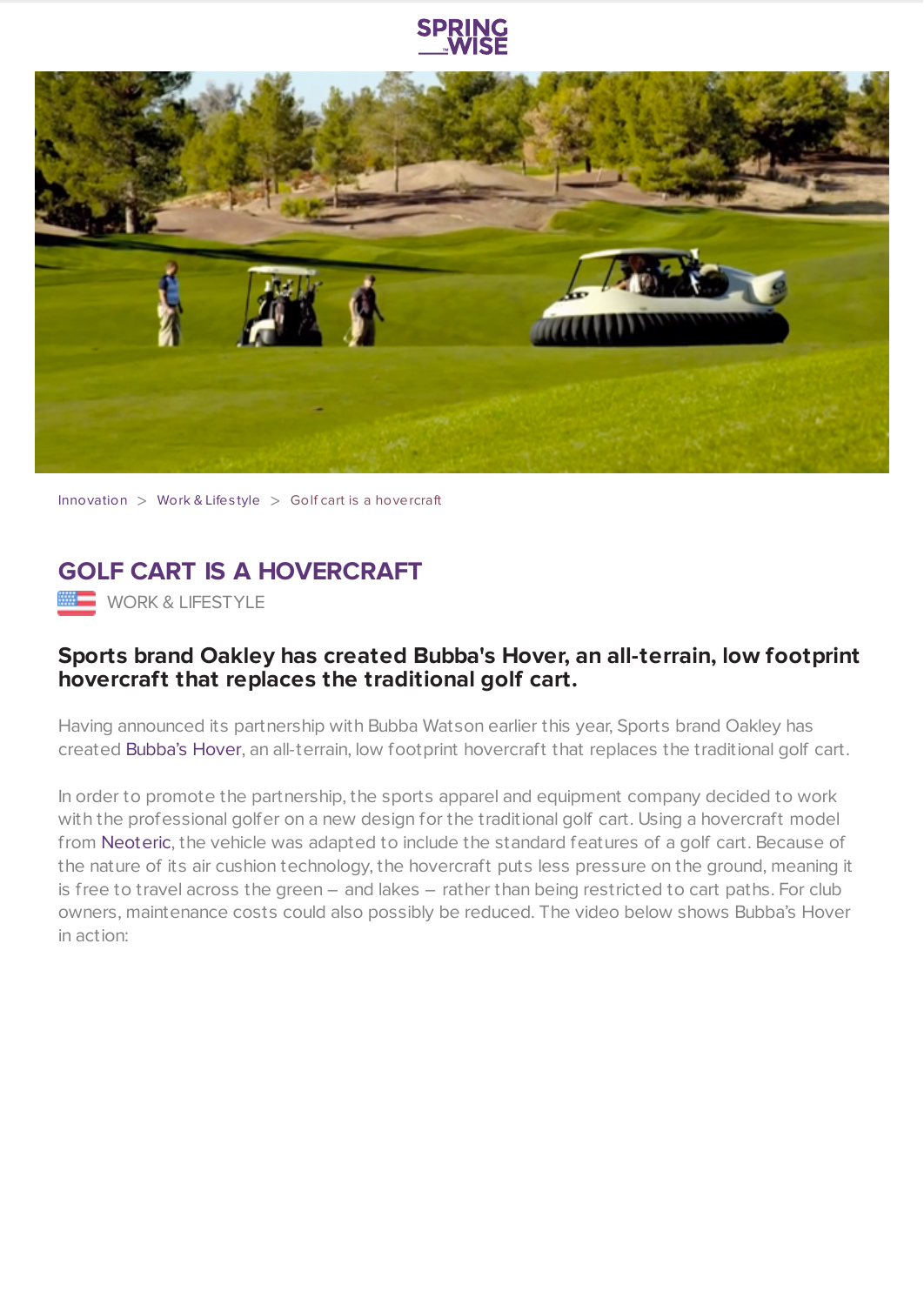Innovation > Work & Lifestyle > Golf cart is a hovercraft

# GOLF CART IS A HOVERCRAFT

WORK & LIFESTYLE

**Sports brand Oakley has created Bubba's Hover, an all-terrain, low footprint hovercraft that replaces the traditional golf cart.**

Having announced its partnership with Bubba Watson earlier this year, Sports brand Oakley has created Bubba's Hover, an all-terrain, low footprint hovercraft that replaces the traditional golf cart.

In order to promote the partnership, the sports apparel and equipment company decided to work with the professional golfer on a new design for the traditional golf cart. Using a hovercraft model from Neoteric, the vehicle was adapted to include the standard features of a golf cart. Because of the nature of its air cushion technology, the hovercraft puts less pressure on the ground, meaning it is free to travel across the green – and lakes – rather than being restricted to cart paths. For club owners, maintenance costs could also possibly be reduced. The video below shows Bubba's Hover in action: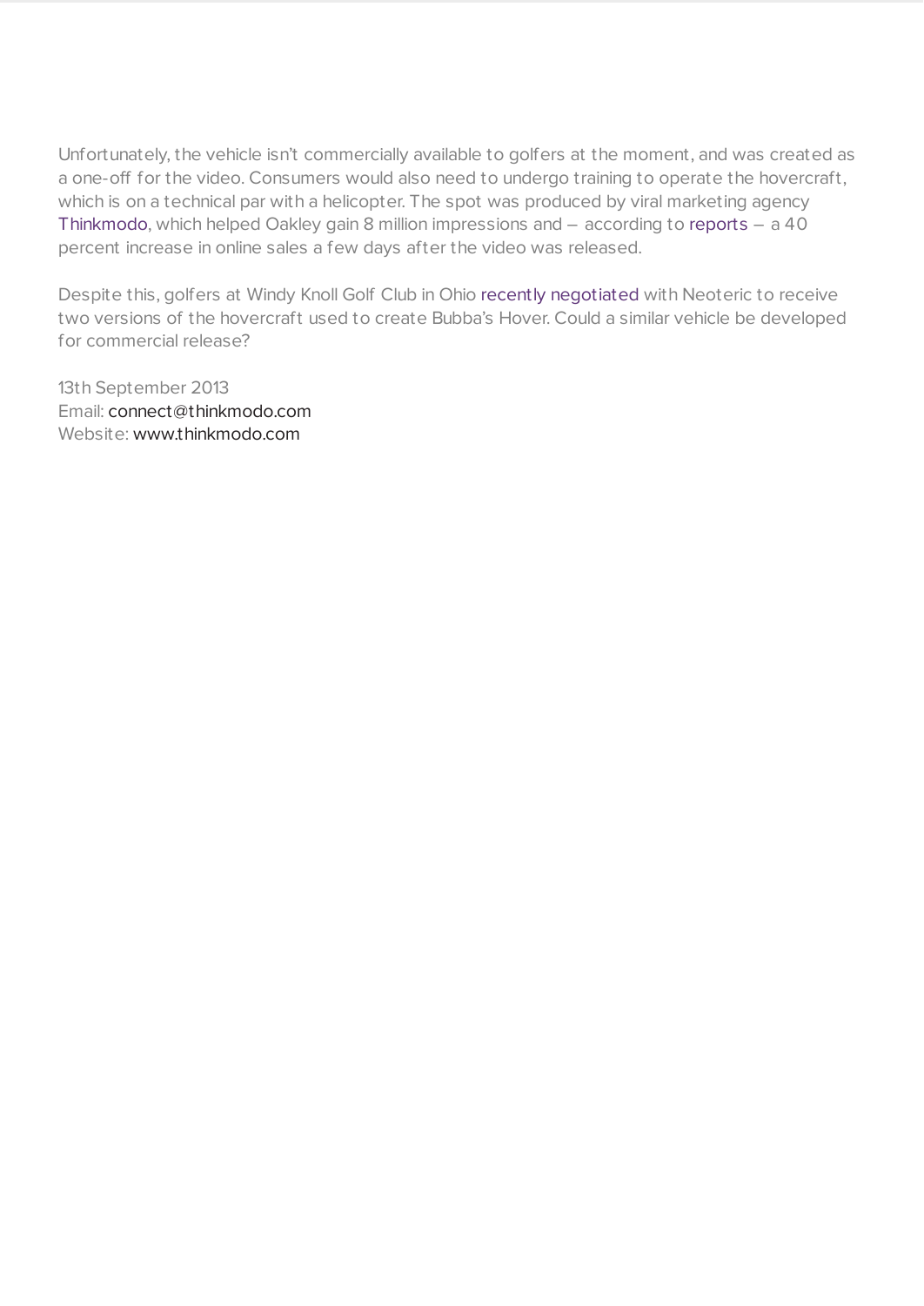Unfortunately, the vehicle isn't commercially available to golfers at the moment, and was created as a one-off for the video. Consumers would also need to undergo training to operate the hovercraft, which is on a technical par with a helicopter. The spot was produced by viral marketing agency Thinkmodo, which helped Oakley gain 8 million impressions and – according to reports – a 40 percent increase in online sales a few days after the video was released.

Despite this, golfers at Windy Knoll Golf Club in Ohio recently negotiated with Neoteric to receive two versions of the hovercraft used to create Bubba's Hover. Could a similar vehicle be developed for commercial release?

13th September 2013
Email: connect@thinkmodo.com
Website: www.thinkmodo.com